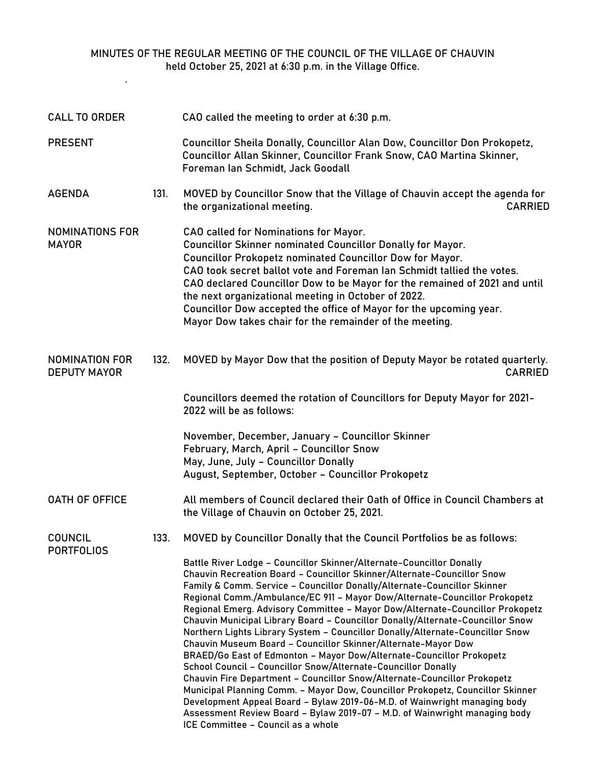MINUTES OF THE REGULAR MEETING OF THE COUNCIL OF THE VILLAGE OF CHAUVIN
held October 25, 2021 at 6:30 p.m. in the Village Office.

**CALL TO ORDER**

CAO called the meeting to order at 6:30 p.m.

**PRESENT**

Councillor Sheila Donally, Councillor Alan Dow, Councillor Don Prokopetz, Councillor Allan Skinner, Councillor Frank Snow, CAO Martina Skinner, Foreman Ian Schmidt, Jack Goodall

**AGENDA**

131. MOVED by Councillor Snow that the Village of Chauvin accept the agenda for the organizational meeting. CARRIED

**NOMINATIONS FOR MAYOR**

CAO called for Nominations for Mayor.
Councillor Skinner nominated Councillor Donally for Mayor.
Councillor Prokopetz nominated Councillor Dow for Mayor.
CAO took secret ballot vote and Foreman Ian Schmidt tallied the votes.
CAO declared Councillor Dow to be Mayor for the remained of 2021 and until the next organizational meeting in October of 2022.
Councillor Dow accepted the office of Mayor for the upcoming year.
Mayor Dow takes chair for the remainder of the meeting.

**NOMINATION FOR DEPUTY MAYOR**

132. MOVED by Mayor Dow that the position of Deputy Mayor be rotated quarterly. CARRIED

Councillors deemed the rotation of Councillors for Deputy Mayor for 2021-2022 will be as follows:

November, December, January – Councillor Skinner
February, March, April – Councillor Snow
May, June, July – Councillor Donally
August, September, October – Councillor Prokopetz

**OATH OF OFFICE**

All members of Council declared their Oath of Office in Council Chambers at the Village of Chauvin on October 25, 2021.

**COUNCIL PORTFOLIOS**

133. MOVED by Councillor Donally that the Council Portfolios be as follows:

Battle River Lodge – Councillor Skinner/Alternate-Councillor Donally
Chauvin Recreation Board – Councillor Skinner/Alternate-Councillor Snow
Family & Comm. Service – Councillor Donally/Alternate-Councillor Skinner
Regional Comm./Ambulance/EC 911 – Mayor Dow/Alternate-Councillor Prokopetz
Regional Emerg. Advisory Committee – Mayor Dow/Alternate-Councillor Prokopetz
Chauvin Municipal Library Board – Councillor Donally/Alternate-Councillor Snow
Northern Lights Library System – Councillor Donally/Alternate-Councillor Snow
Chauvin Museum Board – Councillor Skinner/Alternate-Mayor Dow
BRAED/Go East of Edmonton – Mayor Dow/Alternate-Councillor Prokopetz
School Council – Councillor Snow/Alternate-Councillor Donally
Chauvin Fire Department – Councillor Snow/Alternate-Councillor Prokopetz
Municipal Planning Comm. – Mayor Dow, Councillor Prokopetz, Councillor Skinner
Development Appeal Board – Bylaw 2019-06-M.D. of Wainwright managing body
Assessment Review Board – Bylaw 2019-07 – M.D. of Wainwright managing body
ICE Committee – Council as a whole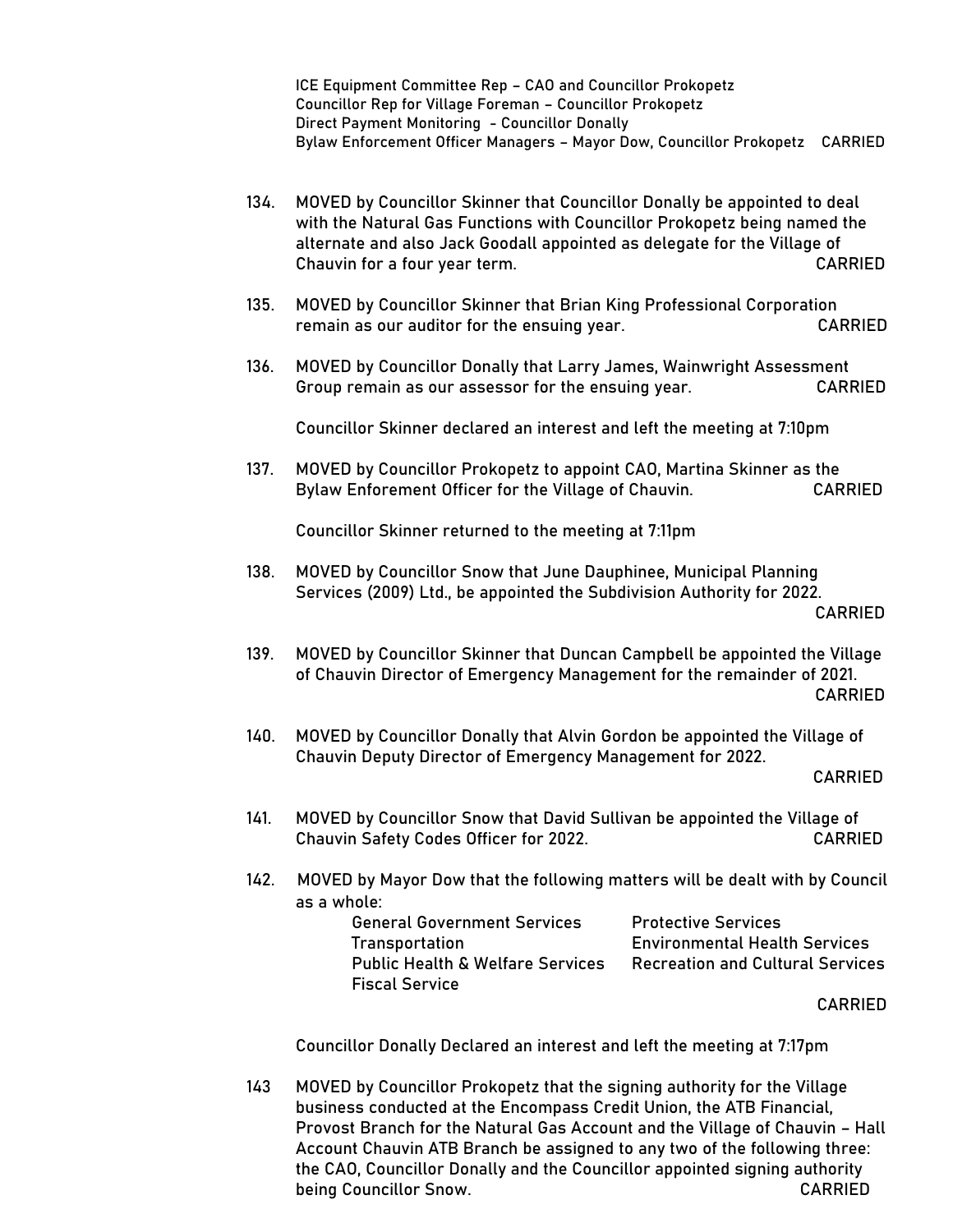ICE Equipment Committee Rep – CAO and Councillor Prokopetz
Councillor Rep for Village Foreman – Councillor Prokopetz
Direct Payment Monitoring - Councillor Donally
Bylaw Enforcement Officer Managers – Mayor Dow, Councillor Prokopetz CARRIED

134. MOVED by Councillor Skinner that Councillor Donally be appointed to deal with the Natural Gas Functions with Councillor Prokopetz being named the alternate and also Jack Goodall appointed as delegate for the Village of Chauvin for a four year term. CARRIED

135. MOVED by Councillor Skinner that Brian King Professional Corporation remain as our auditor for the ensuing year. CARRIED

136. MOVED by Councillor Donally that Larry James, Wainwright Assessment Group remain as our assessor for the ensuing year. CARRIED

Councillor Skinner declared an interest and left the meeting at 7:10pm

137. MOVED by Councillor Prokopetz to appoint CAO, Martina Skinner as the Bylaw Enforement Officer for the Village of Chauvin. CARRIED

Councillor Skinner returned to the meeting at 7:11pm

138. MOVED by Councillor Snow that June Dauphinee, Municipal Planning Services (2009) Ltd., be appointed the Subdivision Authority for 2022. CARRIED

139. MOVED by Councillor Skinner that Duncan Campbell be appointed the Village of Chauvin Director of Emergency Management for the remainder of 2021. CARRIED

140. MOVED by Councillor Donally that Alvin Gordon be appointed the Village of Chauvin Deputy Director of Emergency Management for 2022. CARRIED

141. MOVED by Councillor Snow that David Sullivan be appointed the Village of Chauvin Safety Codes Officer for 2022. CARRIED

142. MOVED by Mayor Dow that the following matters will be dealt with by Council as a whole:

- General Government Services
- Protective Services
- Transportation
- Environmental Health Services
- Public Health & Welfare Services
- Recreation and Cultural Services
- Fiscal Service

CARRIED

Councillor Donally Declared an interest and left the meeting at 7:17pm

143 MOVED by Councillor Prokopetz that the signing authority for the Village business conducted at the Encompass Credit Union, the ATB Financial, Provost Branch for the Natural Gas Account and the Village of Chauvin – Hall Account Chauvin ATB Branch be assigned to any two of the following three: the CAO, Councillor Donally and the Councillor appointed signing authority being Councillor Snow. CARRIED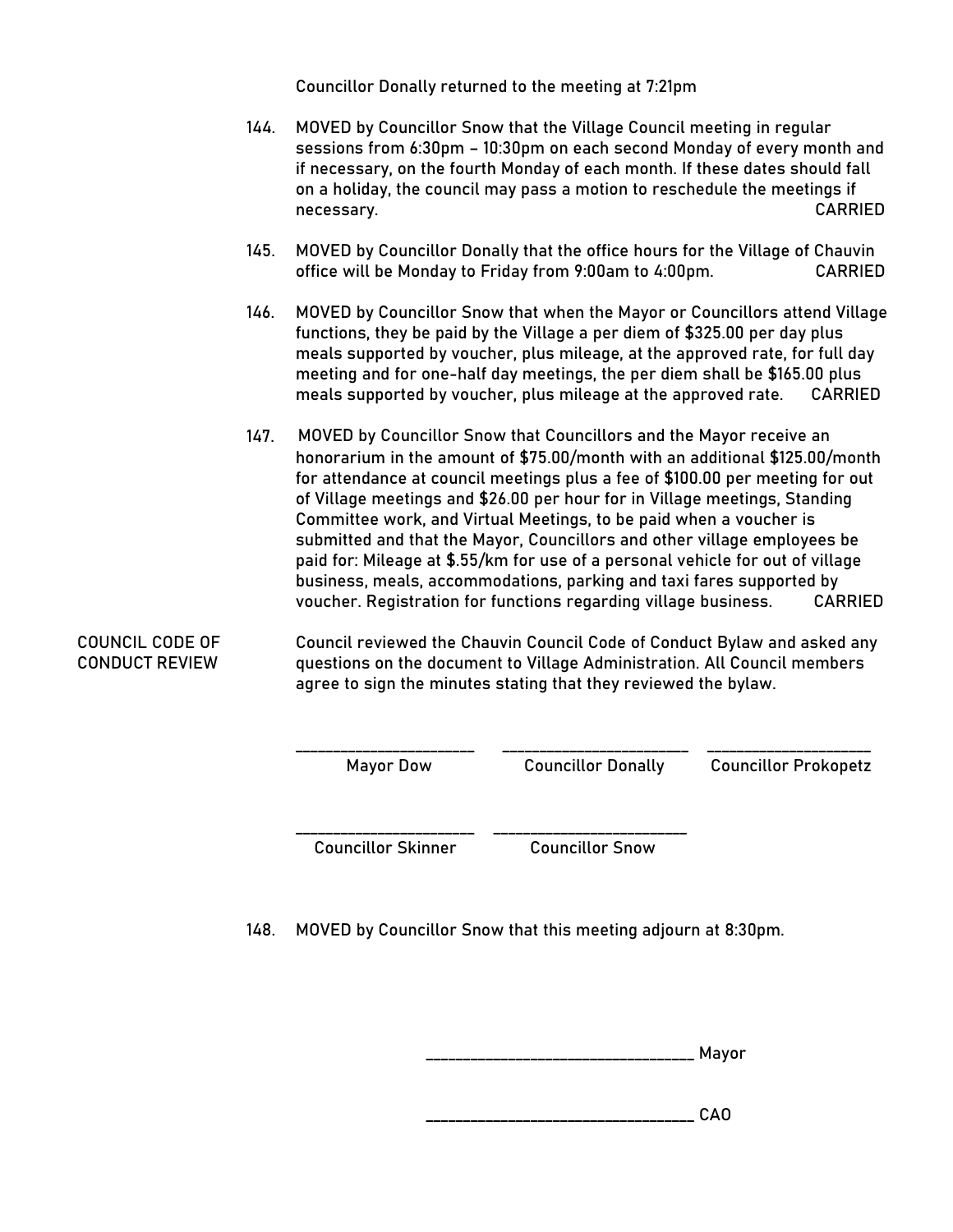Councillor Donally returned to the meeting at 7:21pm

144. MOVED by Councillor Snow that the Village Council meeting in regular sessions from 6:30pm – 10:30pm on each second Monday of every month and if necessary, on the fourth Monday of each month. If these dates should fall on a holiday, the council may pass a motion to reschedule the meetings if necessary. CARRIED

145. MOVED by Councillor Donally that the office hours for the Village of Chauvin office will be Monday to Friday from 9:00am to 4:00pm. CARRIED

146. MOVED by Councillor Snow that when the Mayor or Councillors attend Village functions, they be paid by the Village a per diem of $325.00 per day plus meals supported by voucher, plus mileage, at the approved rate, for full day meeting and for one-half day meetings, the per diem shall be $165.00 plus meals supported by voucher, plus mileage at the approved rate. CARRIED

147. MOVED by Councillor Snow that Councillors and the Mayor receive an honorarium in the amount of $75.00/month with an additional $125.00/month for attendance at council meetings plus a fee of $100.00 per meeting for out of Village meetings and $26.00 per hour for in Village meetings, Standing Committee work, and Virtual Meetings, to be paid when a voucher is submitted and that the Mayor, Councillors and other village employees be paid for: Mileage at $.55/km for use of a personal vehicle for out of village business, meals, accommodations, parking and taxi fares supported by voucher. Registration for functions regarding village business. CARRIED

**COUNCIL CODE OF CONDUCT REVIEW**

Council reviewed the Chauvin Council Code of Conduct Bylaw and asked any questions on the document to Village Administration. All Council members agree to sign the minutes stating that they reviewed the bylaw.

______________________ Mayor Dow

______________________ Councillor Donally

______________________ Councillor Prokopetz

______________________ Councillor Skinner

______________________ Councillor Snow

148. MOVED by Councillor Snow that this meeting adjourn at 8:30pm.

________________________________ Mayor

________________________________ CAO